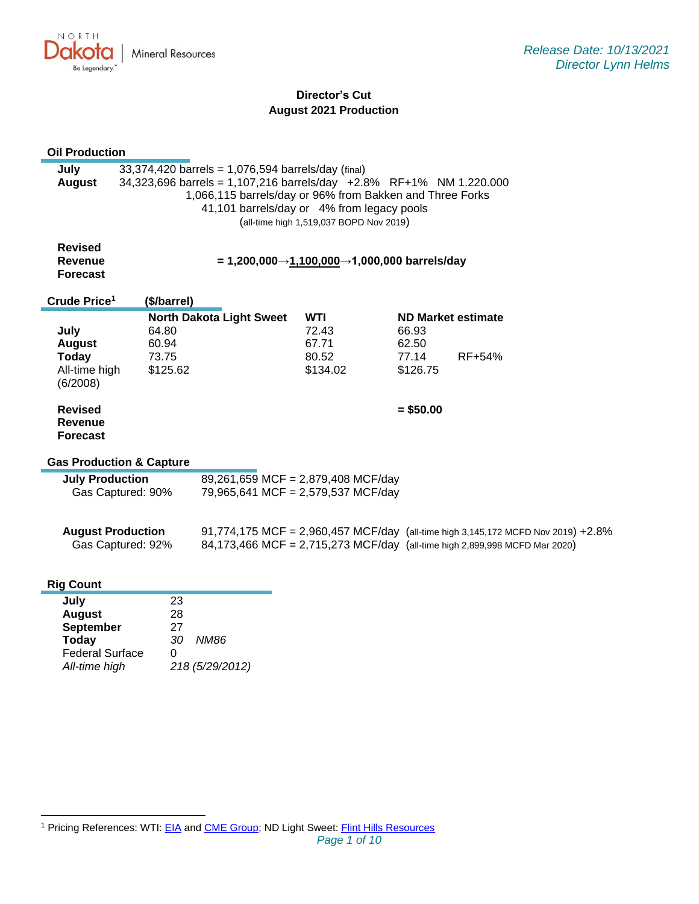North Dakota | Mineral Resources

*Release Date: 10/13/2021*
*Director Lynn Helms*

# Director's Cut
## August 2021 Production

### Oil Production

| | |
|---|---|
| **July** | 33,374,420 barrels = 1,076,594 barrels/day (final) |
| **August** | 34,323,696 barrels = 1,107,216 barrels/day +2.8% RF+1% NM 1.220.000 |
| | 1,066,115 barrels/day or 96% from Bakken and Three Forks |
| | 41,101 barrels/day or 4% from legacy pools |
| | (all-time high 1,519,037 BOPD Nov 2019) |

**Revised Revenue Forecast** = 1,200,000→1,100,000→1,000,000 barrels/day

### Crude Price[1] ($/barrel)

| | North Dakota Light Sweet | WTI | ND Market estimate | |
|---|---|---|---|---|
| **July** | 64.80 | 72.43 | 66.93 | |
| **August** | 60.94 | 67.71 | 62.50 | |
| **Today** | 73.75 | 80.52 | 77.14 | RF+54% |
| All-time high (6/2008) | $125.62 | $134.02 | $126.75 | |

**Revised Revenue Forecast** = $50.00

### Gas Production & Capture

| | |
|---|---|
| **July Production** | 89,261,659 MCF = 2,879,408 MCF/day |
| Gas Captured: 90% | 79,965,641 MCF = 2,579,537 MCF/day |
| **August Production** | 91,774,175 MCF = 2,960,457 MCF/day (all-time high 3,145,172 MCFD Nov 2019) +2.8% |
| Gas Captured: 92% | 84,173,466 MCF = 2,715,273 MCF/day (all-time high 2,899,998 MCFD Mar 2020) |

### Rig Count

| | |
|---|---|
| **July** | 23 |
| **August** | 28 |
| **September** | 27 |
| **Today** | *30 NM86* |
| Federal Surface | 0 |
| *All-time high* | *218 (5/29/2012)* |

[1] Pricing References: WTI: EIA and CME Group; ND Light Sweet: Flint Hills Resources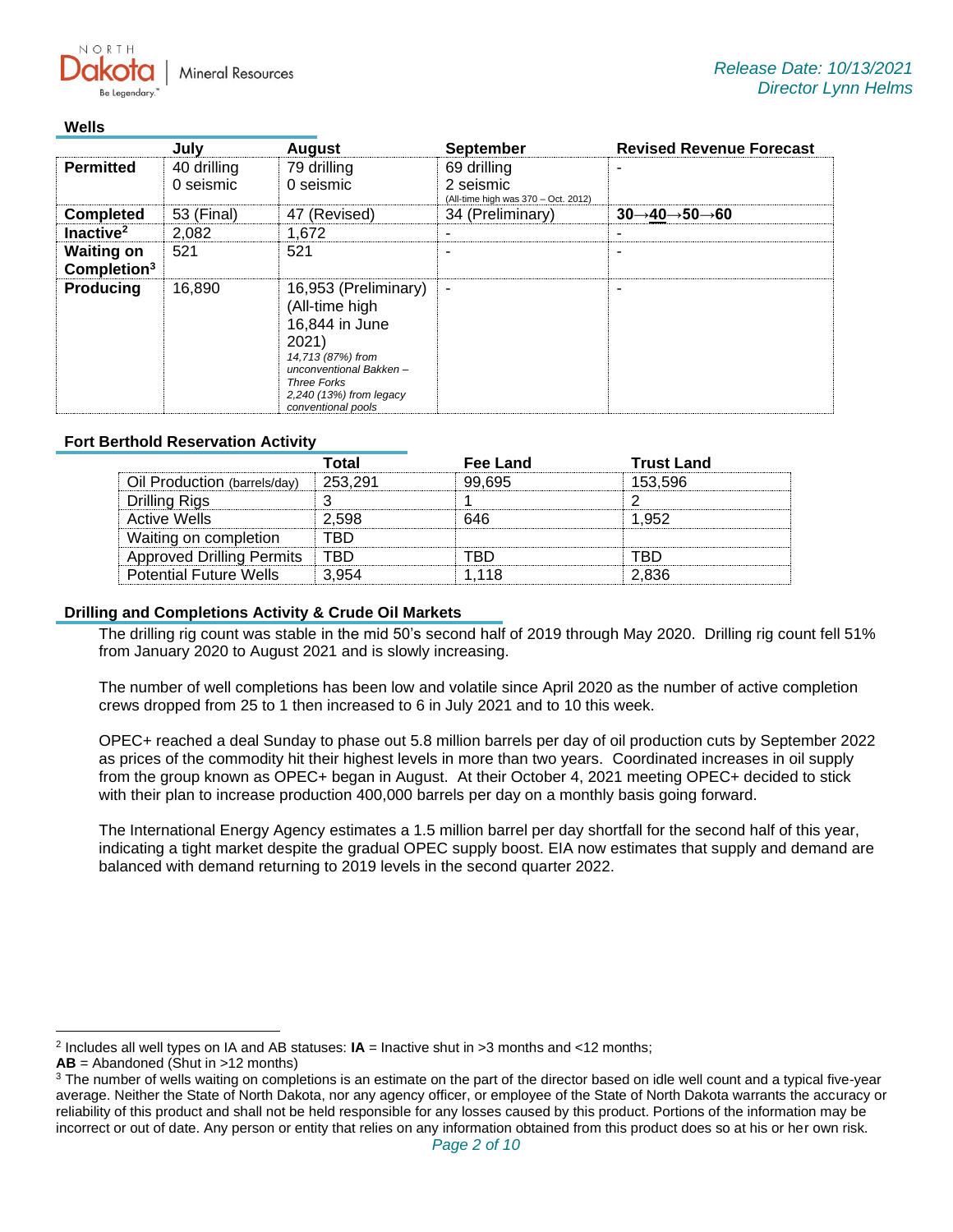### Wells

| | July | August | September | Revised Revenue Forecast |
|---|---|---|---|---|
| **Permitted** | 40 drilling<br>0 seismic | 79 drilling<br>0 seismic | 69 drilling<br>2 seismic<br>(All-time high was 370 – Oct. 2012) | - |
| **Completed** | 53 (Final) | 47 (Revised) | 34 (Preliminary) | **30→40→50→60** |
| **Inactive**[2] | 2,082 | 1,672 | - | - |
| **Waiting on Completion**[3] | 521 | 521 | - | - |
| **Producing** | 16,890 | 16,953 (Preliminary) (All-time high 16,844 in June 2021)<br>*14,713 (87%) from unconventional Bakken – Three Forks*<br>*2,240 (13%) from legacy conventional pools* | - | - |

### Fort Berthold Reservation Activity

| | Total | Fee Land | Trust Land |
|---|---|---|---|
| Oil Production (barrels/day) | 253,291 | 99,695 | 153,596 |
| Drilling Rigs | 3 | 1 | 2 |
| Active Wells | 2,598 | 646 | 1,952 |
| Waiting on completion | TBD | | |
| Approved Drilling Permits | TBD | TBD | TBD |
| Potential Future Wells | 3,954 | 1,118 | 2,836 |

### Drilling and Completions Activity & Crude Oil Markets

The drilling rig count was stable in the mid 50's second half of 2019 through May 2020. Drilling rig count fell 51% from January 2020 to August 2021 and is slowly increasing.

The number of well completions has been low and volatile since April 2020 as the number of active completion crews dropped from 25 to 1 then increased to 6 in July 2021 and to 10 this week.

OPEC+ reached a deal Sunday to phase out 5.8 million barrels per day of oil production cuts by September 2022 as prices of the commodity hit their highest levels in more than two years. Coordinated increases in oil supply from the group known as OPEC+ began in August. At their October 4, 2021 meeting OPEC+ decided to stick with their plan to increase production 400,000 barrels per day on a monthly basis going forward.

The International Energy Agency estimates a 1.5 million barrel per day shortfall for the second half of this year, indicating a tight market despite the gradual OPEC supply boost. EIA now estimates that supply and demand are balanced with demand returning to 2019 levels in the second quarter 2022.

---

[2] Includes all well types on IA and AB statuses: **IA** = Inactive shut in >3 months and <12 months;
**AB** = Abandoned (Shut in >12 months)

[3] The number of wells waiting on completions is an estimate on the part of the director based on idle well count and a typical five-year average. Neither the State of North Dakota, nor any agency officer, or employee of the State of North Dakota warrants the accuracy or reliability of this product and shall not be held responsible for any losses caused by this product. Portions of the information may be incorrect or out of date. Any person or entity that relies on any information obtained from this product does so at his or her own risk.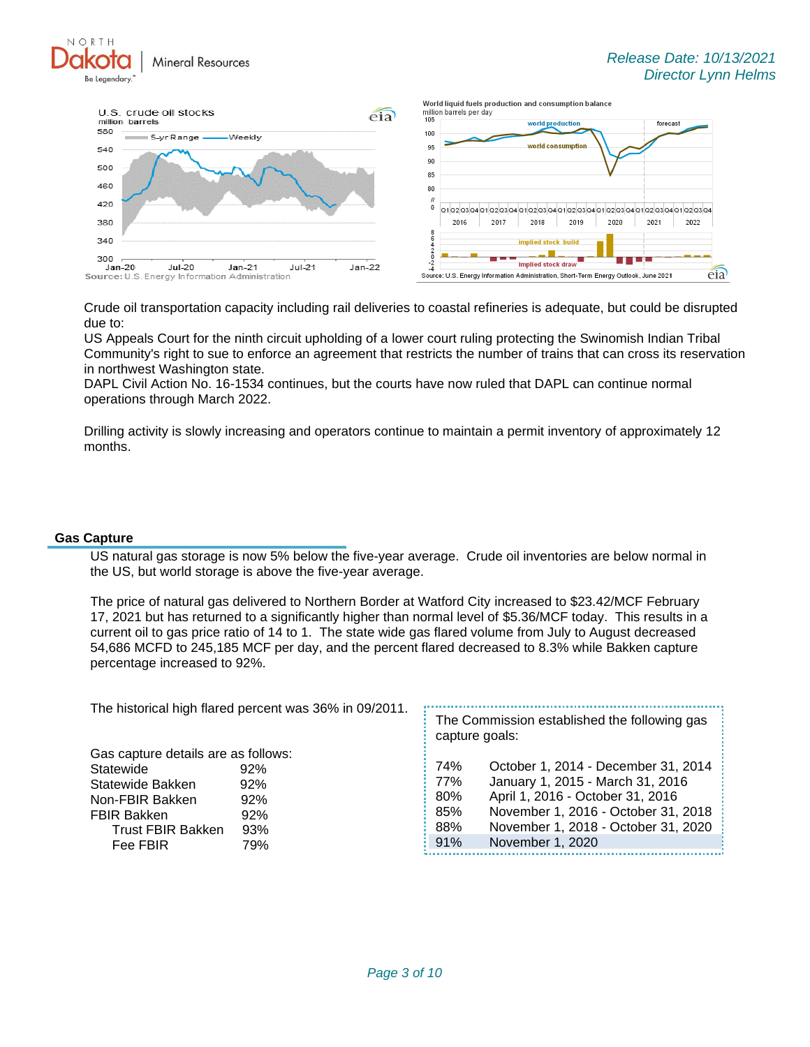Crude oil transportation capacity including rail deliveries to coastal refineries is adequate, but could be disrupted due to:

US Appeals Court for the ninth circuit upholding of a lower court ruling protecting the Swinomish Indian Tribal Community's right to sue to enforce an agreement that restricts the number of trains that can cross its reservation in northwest Washington state.

DAPL Civil Action No. 16-1534 continues, but the courts have now ruled that DAPL can continue normal operations through March 2022.

Drilling activity is slowly increasing and operators continue to maintain a permit inventory of approximately 12 months.

## Gas Capture

US natural gas storage is now 5% below the five-year average. Crude oil inventories are below normal in the US, but world storage is above the five-year average.

The price of natural gas delivered to Northern Border at Watford City increased to $23.42/MCF February 17, 2021 but has returned to a significantly higher than normal level of $5.36/MCF today. This results in a current oil to gas price ratio of 14 to 1. The state wide gas flared volume from July to August decreased 54,686 MCFD to 245,185 MCF per day, and the percent flared decreased to 8.3% while Bakken capture percentage increased to 92%.

The historical high flared percent was 36% in 09/2011.

Gas capture details are as follows:

| | |
|---|---|
| Statewide | 92% |
| Statewide Bakken | 92% |
| Non-FBIR Bakken | 92% |
| FBIR Bakken | 92% |
| Trust FBIR Bakken | 93% |
| Fee FBIR | 79% |

The Commission established the following gas capture goals:

| | |
|---|---|
| 74% | October 1, 2014 - December 31, 2014 |
| 77% | January 1, 2015 - March 31, 2016 |
| 80% | April 1, 2016 - October 31, 2016 |
| 85% | November 1, 2016 - October 31, 2018 |
| 88% | November 1, 2018 - October 31, 2020 |
| 91% | November 1, 2020 |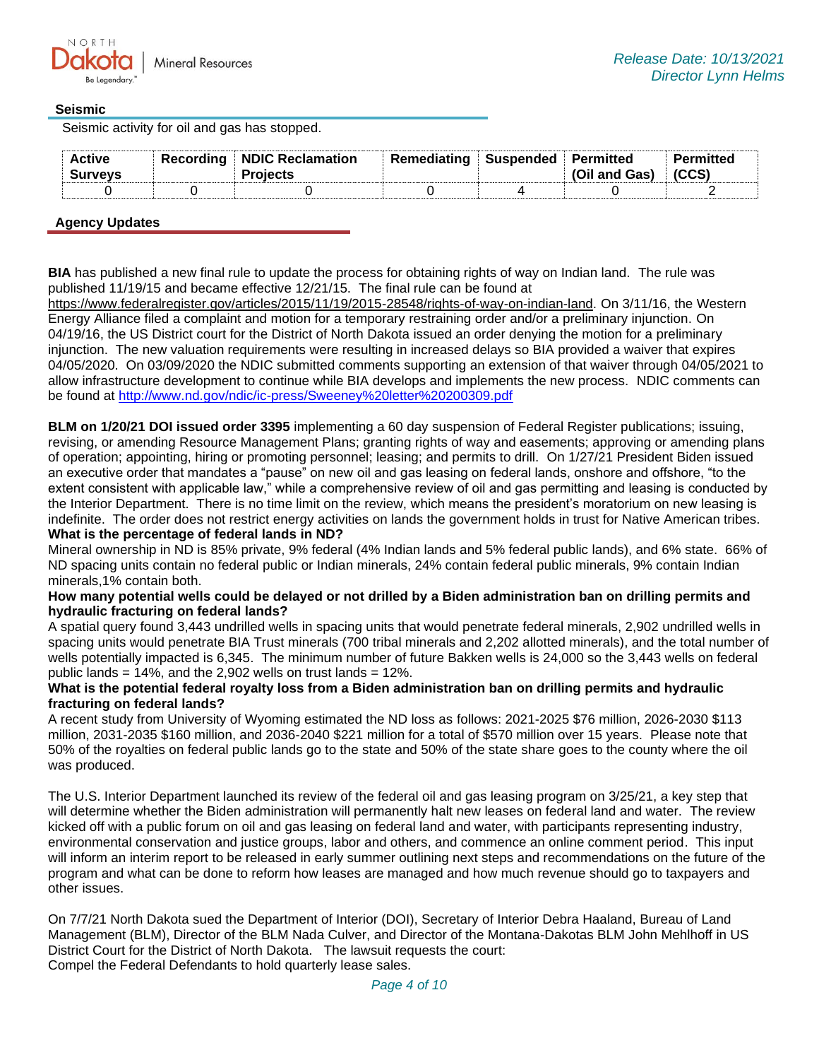### Seismic

Seismic activity for oil and gas has stopped.

| Active Surveys | Recording | NDIC Reclamation Projects | Remediating | Suspended | Permitted (Oil and Gas) | Permitted (CCS) |
|---|---|---|---|---|---|---|
| 0 | 0 | 0 | 0 | 4 | 0 | 2 |

### Agency Updates

**BIA** has published a new final rule to update the process for obtaining rights of way on Indian land. The rule was published 11/19/15 and became effective 12/21/15. The final rule can be found at https://www.federalregister.gov/articles/2015/11/19/2015-28548/rights-of-way-on-indian-land. On 3/11/16, the Western Energy Alliance filed a complaint and motion for a temporary restraining order and/or a preliminary injunction. On 04/19/16, the US District court for the District of North Dakota issued an order denying the motion for a preliminary injunction. The new valuation requirements were resulting in increased delays so BIA provided a waiver that expires 04/05/2020. On 03/09/2020 the NDIC submitted comments supporting an extension of that waiver through 04/05/2021 to allow infrastructure development to continue while BIA develops and implements the new process. NDIC comments can be found at http://www.nd.gov/ndic/ic-press/Sweeney%20letter%20200309.pdf

**BLM on 1/20/21 DOI issued order 3395** implementing a 60 day suspension of Federal Register publications; issuing, revising, or amending Resource Management Plans; granting rights of way and easements; approving or amending plans of operation; appointing, hiring or promoting personnel; leasing; and permits to drill. On 1/27/21 President Biden issued an executive order that mandates a "pause" on new oil and gas leasing on federal lands, onshore and offshore, "to the extent consistent with applicable law," while a comprehensive review of oil and gas permitting and leasing is conducted by the Interior Department. There is no time limit on the review, which means the president's moratorium on new leasing is indefinite. The order does not restrict energy activities on lands the government holds in trust for Native American tribes.

**What is the percentage of federal lands in ND?**

Mineral ownership in ND is 85% private, 9% federal (4% Indian lands and 5% federal public lands), and 6% state. 66% of ND spacing units contain no federal public or Indian minerals, 24% contain federal public minerals, 9% contain Indian minerals,1% contain both.

**How many potential wells could be delayed or not drilled by a Biden administration ban on drilling permits and hydraulic fracturing on federal lands?**

A spatial query found 3,443 undrilled wells in spacing units that would penetrate federal minerals, 2,902 undrilled wells in spacing units would penetrate BIA Trust minerals (700 tribal minerals and 2,202 allotted minerals), and the total number of wells potentially impacted is 6,345. The minimum number of future Bakken wells is 24,000 so the 3,443 wells on federal public lands = 14%, and the 2,902 wells on trust lands = 12%.

**What is the potential federal royalty loss from a Biden administration ban on drilling permits and hydraulic fracturing on federal lands?**

A recent study from University of Wyoming estimated the ND loss as follows: 2021-2025 $76 million, 2026-2030 $113 million, 2031-2035 $160 million, and 2036-2040 $221 million for a total of $570 million over 15 years. Please note that 50% of the royalties on federal public lands go to the state and 50% of the state share goes to the county where the oil was produced.

The U.S. Interior Department launched its review of the federal oil and gas leasing program on 3/25/21, a key step that will determine whether the Biden administration will permanently halt new leases on federal land and water. The review kicked off with a public forum on oil and gas leasing on federal land and water, with participants representing industry, environmental conservation and justice groups, labor and others, and commence an online comment period. This input will inform an interim report to be released in early summer outlining next steps and recommendations on the future of the program and what can be done to reform how leases are managed and how much revenue should go to taxpayers and other issues.

On 7/7/21 North Dakota sued the Department of Interior (DOI), Secretary of Interior Debra Haaland, Bureau of Land Management (BLM), Director of the BLM Nada Culver, and Director of the Montana-Dakotas BLM John Mehlhoff in US District Court for the District of North Dakota. The lawsuit requests the court:
Compel the Federal Defendants to hold quarterly lease sales.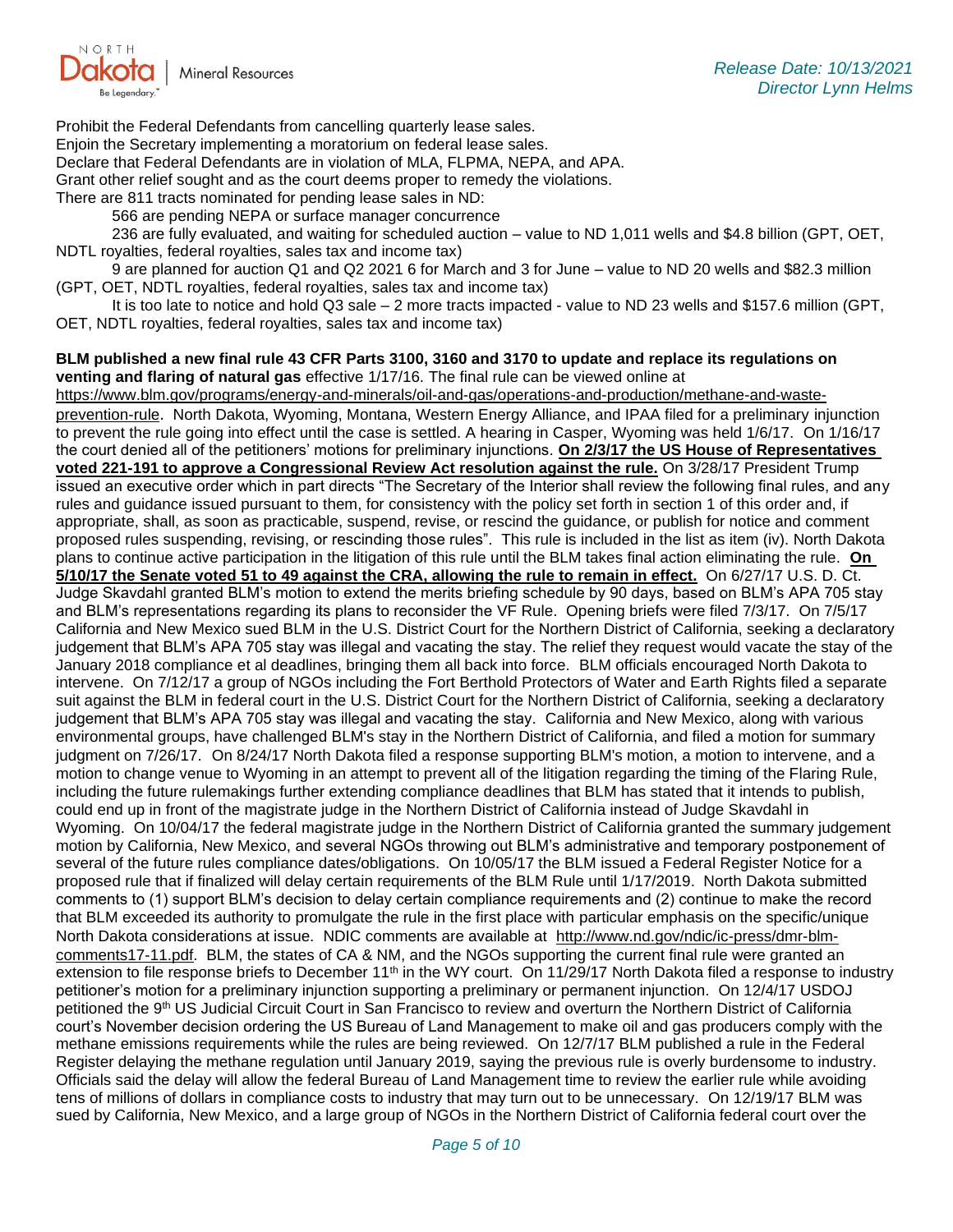Prohibit the Federal Defendants from cancelling quarterly lease sales.
Enjoin the Secretary implementing a moratorium on federal lease sales.
Declare that Federal Defendants are in violation of MLA, FLPMA, NEPA, and APA.
Grant other relief sought and as the court deems proper to remedy the violations.
There are 811 tracts nominated for pending lease sales in ND:

566 are pending NEPA or surface manager concurrence

236 are fully evaluated, and waiting for scheduled auction – value to ND 1,011 wells and $4.8 billion (GPT, OET, NDTL royalties, federal royalties, sales tax and income tax)

9 are planned for auction Q1 and Q2 2021 6 for March and 3 for June – value to ND 20 wells and $82.3 million (GPT, OET, NDTL royalties, federal royalties, sales tax and income tax)

It is too late to notice and hold Q3 sale – 2 more tracts impacted - value to ND 23 wells and $157.6 million (GPT, OET, NDTL royalties, federal royalties, sales tax and income tax)

**BLM published a new final rule 43 CFR Parts 3100, 3160 and 3170 to update and replace its regulations on venting and flaring of natural gas** effective 1/17/16. The final rule can be viewed online at https://www.blm.gov/programs/energy-and-minerals/oil-and-gas/operations-and-production/methane-and-waste-prevention-rule. North Dakota, Wyoming, Montana, Western Energy Alliance, and IPAA filed for a preliminary injunction to prevent the rule going into effect until the case is settled. A hearing in Casper, Wyoming was held 1/6/17. On 1/16/17 the court denied all of the petitioners' motions for preliminary injunctions. **On 2/3/17 the US House of Representatives voted 221-191 to approve a Congressional Review Act resolution against the rule.** On 3/28/17 President Trump issued an executive order which in part directs "The Secretary of the Interior shall review the following final rules, and any rules and guidance issued pursuant to them, for consistency with the policy set forth in section 1 of this order and, if appropriate, shall, as soon as practicable, suspend, revise, or rescind the guidance, or publish for notice and comment proposed rules suspending, revising, or rescinding those rules". This rule is included in the list as item (iv). North Dakota plans to continue active participation in the litigation of this rule until the BLM takes final action eliminating the rule. **On 5/10/17 the Senate voted 51 to 49 against the CRA, allowing the rule to remain in effect.** On 6/27/17 U.S. D. Ct. Judge Skavdahl granted BLM's motion to extend the merits briefing schedule by 90 days, based on BLM's APA 705 stay and BLM's representations regarding its plans to reconsider the VF Rule. Opening briefs were filed 7/3/17. On 7/5/17 California and New Mexico sued BLM in the U.S. District Court for the Northern District of California, seeking a declaratory judgement that BLM's APA 705 stay was illegal and vacating the stay. The relief they request would vacate the stay of the January 2018 compliance et al deadlines, bringing them all back into force. BLM officials encouraged North Dakota to intervene. On 7/12/17 a group of NGOs including the Fort Berthold Protectors of Water and Earth Rights filed a separate suit against the BLM in federal court in the U.S. District Court for the Northern District of California, seeking a declaratory judgement that BLM's APA 705 stay was illegal and vacating the stay. California and New Mexico, along with various environmental groups, have challenged BLM's stay in the Northern District of California, and filed a motion for summary judgment on 7/26/17. On 8/24/17 North Dakota filed a response supporting BLM's motion, a motion to intervene, and a motion to change venue to Wyoming in an attempt to prevent all of the litigation regarding the timing of the Flaring Rule, including the future rulemakings further extending compliance deadlines that BLM has stated that it intends to publish, could end up in front of the magistrate judge in the Northern District of California instead of Judge Skavdahl in Wyoming. On 10/04/17 the federal magistrate judge in the Northern District of California granted the summary judgement motion by California, New Mexico, and several NGOs throwing out BLM's administrative and temporary postponement of several of the future rules compliance dates/obligations. On 10/05/17 the BLM issued a Federal Register Notice for a proposed rule that if finalized will delay certain requirements of the BLM Rule until 1/17/2019. North Dakota submitted comments to (1) support BLM's decision to delay certain compliance requirements and (2) continue to make the record that BLM exceeded its authority to promulgate the rule in the first place with particular emphasis on the specific/unique North Dakota considerations at issue. NDIC comments are available at http://www.nd.gov/ndic/ic-press/dmr-blm-comments17-11.pdf. BLM, the states of CA & NM, and the NGOs supporting the current final rule were granted an extension to file response briefs to December 11th in the WY court. On 11/29/17 North Dakota filed a response to industry petitioner's motion for a preliminary injunction supporting a preliminary or permanent injunction. On 12/4/17 USDOJ petitioned the 9th US Judicial Circuit Court in San Francisco to review and overturn the Northern District of California court's November decision ordering the US Bureau of Land Management to make oil and gas producers comply with the methane emissions requirements while the rules are being reviewed. On 12/7/17 BLM published a rule in the Federal Register delaying the methane regulation until January 2019, saying the previous rule is overly burdensome to industry. Officials said the delay will allow the federal Bureau of Land Management time to review the earlier rule while avoiding tens of millions of dollars in compliance costs to industry that may turn out to be unnecessary. On 12/19/17 BLM was sued by California, New Mexico, and a large group of NGOs in the Northern District of California federal court over the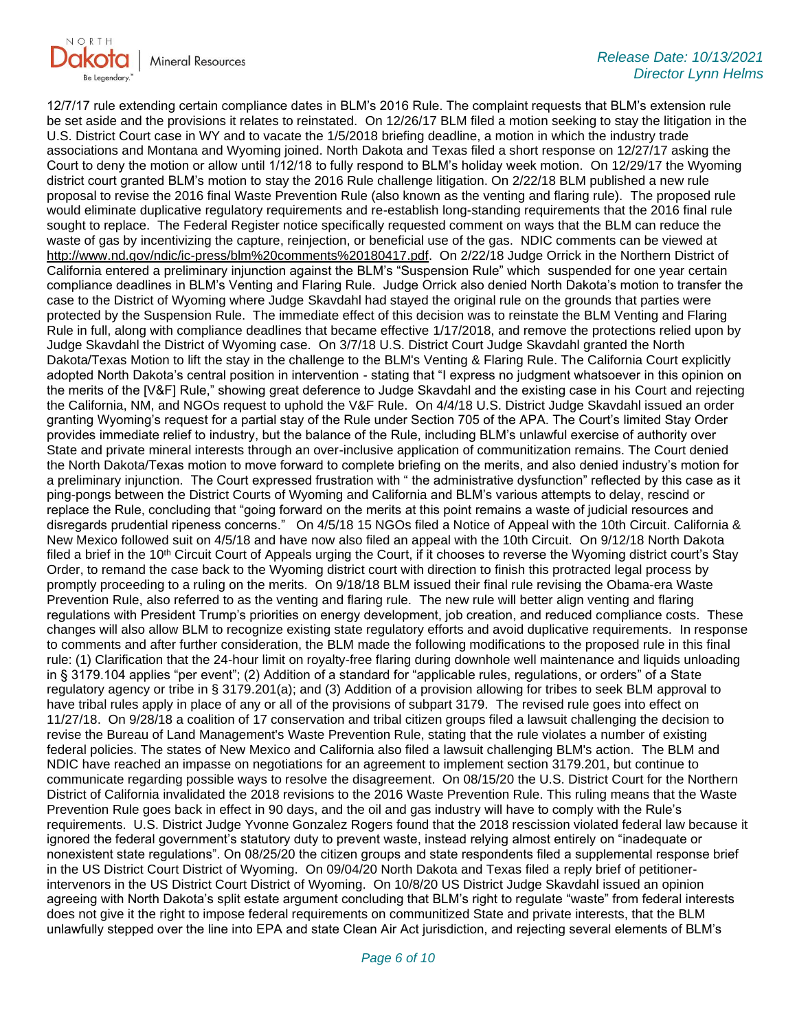12/7/17 rule extending certain compliance dates in BLM's 2016 Rule. The complaint requests that BLM's extension rule be set aside and the provisions it relates to reinstated. On 12/26/17 BLM filed a motion seeking to stay the litigation in the U.S. District Court case in WY and to vacate the 1/5/2018 briefing deadline, a motion in which the industry trade associations and Montana and Wyoming joined. North Dakota and Texas filed a short response on 12/27/17 asking the Court to deny the motion or allow until 1/12/18 to fully respond to BLM's holiday week motion. On 12/29/17 the Wyoming district court granted BLM's motion to stay the 2016 Rule challenge litigation. On 2/22/18 BLM published a new rule proposal to revise the 2016 final Waste Prevention Rule (also known as the venting and flaring rule). The proposed rule would eliminate duplicative regulatory requirements and re-establish long-standing requirements that the 2016 final rule sought to replace. The Federal Register notice specifically requested comment on ways that the BLM can reduce the waste of gas by incentivizing the capture, reinjection, or beneficial use of the gas. NDIC comments can be viewed at http://www.nd.gov/ndic/ic-press/blm%20comments%20180417.pdf. On 2/22/18 Judge Orrick in the Northern District of California entered a preliminary injunction against the BLM's "Suspension Rule" which suspended for one year certain compliance deadlines in BLM's Venting and Flaring Rule. Judge Orrick also denied North Dakota's motion to transfer the case to the District of Wyoming where Judge Skavdahl had stayed the original rule on the grounds that parties were protected by the Suspension Rule. The immediate effect of this decision was to reinstate the BLM Venting and Flaring Rule in full, along with compliance deadlines that became effective 1/17/2018, and remove the protections relied upon by Judge Skavdahl the District of Wyoming case. On 3/7/18 U.S. District Court Judge Skavdahl granted the North Dakota/Texas Motion to lift the stay in the challenge to the BLM's Venting & Flaring Rule. The California Court explicitly adopted North Dakota's central position in intervention - stating that "I express no judgment whatsoever in this opinion on the merits of the [V&F] Rule," showing great deference to Judge Skavdahl and the existing case in his Court and rejecting the California, NM, and NGOs request to uphold the V&F Rule. On 4/4/18 U.S. District Judge Skavdahl issued an order granting Wyoming's request for a partial stay of the Rule under Section 705 of the APA. The Court's limited Stay Order provides immediate relief to industry, but the balance of the Rule, including BLM's unlawful exercise of authority over State and private mineral interests through an over-inclusive application of communitization remains. The Court denied the North Dakota/Texas motion to move forward to complete briefing on the merits, and also denied industry's motion for a preliminary injunction. The Court expressed frustration with " the administrative dysfunction" reflected by this case as it ping-pongs between the District Courts of Wyoming and California and BLM's various attempts to delay, rescind or replace the Rule, concluding that "going forward on the merits at this point remains a waste of judicial resources and disregards prudential ripeness concerns." On 4/5/18 15 NGOs filed a Notice of Appeal with the 10th Circuit. California & New Mexico followed suit on 4/5/18 and have now also filed an appeal with the 10th Circuit. On 9/12/18 North Dakota filed a brief in the 10th Circuit Court of Appeals urging the Court, if it chooses to reverse the Wyoming district court's Stay Order, to remand the case back to the Wyoming district court with direction to finish this protracted legal process by promptly proceeding to a ruling on the merits. On 9/18/18 BLM issued their final rule revising the Obama-era Waste Prevention Rule, also referred to as the venting and flaring rule. The new rule will better align venting and flaring regulations with President Trump's priorities on energy development, job creation, and reduced compliance costs. These changes will also allow BLM to recognize existing state regulatory efforts and avoid duplicative requirements. In response to comments and after further consideration, the BLM made the following modifications to the proposed rule in this final rule: (1) Clarification that the 24-hour limit on royalty-free flaring during downhole well maintenance and liquids unloading in § 3179.104 applies "per event"; (2) Addition of a standard for "applicable rules, regulations, or orders" of a State regulatory agency or tribe in § 3179.201(a); and (3) Addition of a provision allowing for tribes to seek BLM approval to have tribal rules apply in place of any or all of the provisions of subpart 3179. The revised rule goes into effect on 11/27/18. On 9/28/18 a coalition of 17 conservation and tribal citizen groups filed a lawsuit challenging the decision to revise the Bureau of Land Management's Waste Prevention Rule, stating that the rule violates a number of existing federal policies. The states of New Mexico and California also filed a lawsuit challenging BLM's action. The BLM and NDIC have reached an impasse on negotiations for an agreement to implement section 3179.201, but continue to communicate regarding possible ways to resolve the disagreement. On 08/15/20 the U.S. District Court for the Northern District of California invalidated the 2018 revisions to the 2016 Waste Prevention Rule. This ruling means that the Waste Prevention Rule goes back in effect in 90 days, and the oil and gas industry will have to comply with the Rule's requirements. U.S. District Judge Yvonne Gonzalez Rogers found that the 2018 rescission violated federal law because it ignored the federal government's statutory duty to prevent waste, instead relying almost entirely on "inadequate or nonexistent state regulations". On 08/25/20 the citizen groups and state respondents filed a supplemental response brief in the US District Court District of Wyoming. On 09/04/20 North Dakota and Texas filed a reply brief of petitioner-intervenors in the US District Court District of Wyoming. On 10/8/20 US District Judge Skavdahl issued an opinion agreeing with North Dakota's split estate argument concluding that BLM's right to regulate "waste" from federal interests does not give it the right to impose federal requirements on communitized State and private interests, that the BLM unlawfully stepped over the line into EPA and state Clean Air Act jurisdiction, and rejecting several elements of BLM's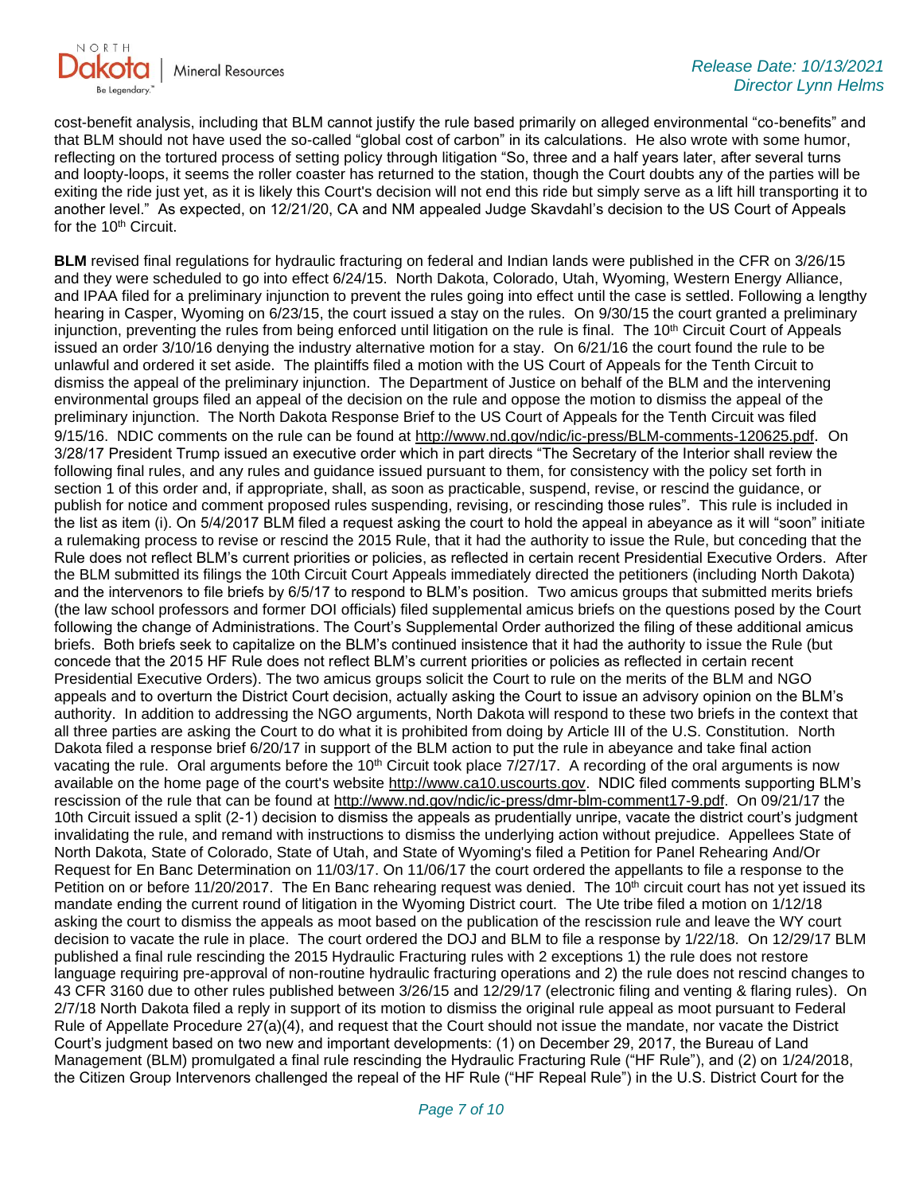cost-benefit analysis, including that BLM cannot justify the rule based primarily on alleged environmental "co-benefits" and that BLM should not have used the so-called "global cost of carbon" in its calculations. He also wrote with some humor, reflecting on the tortured process of setting policy through litigation "So, three and a half years later, after several turns and loopty-loops, it seems the roller coaster has returned to the station, though the Court doubts any of the parties will be exiting the ride just yet, as it is likely this Court's decision will not end this ride but simply serve as a lift hill transporting it to another level." As expected, on 12/21/20, CA and NM appealed Judge Skavdahl's decision to the US Court of Appeals for the 10th Circuit.

**BLM** revised final regulations for hydraulic fracturing on federal and Indian lands were published in the CFR on 3/26/15 and they were scheduled to go into effect 6/24/15. North Dakota, Colorado, Utah, Wyoming, Western Energy Alliance, and IPAA filed for a preliminary injunction to prevent the rules going into effect until the case is settled. Following a lengthy hearing in Casper, Wyoming on 6/23/15, the court issued a stay on the rules. On 9/30/15 the court granted a preliminary injunction, preventing the rules from being enforced until litigation on the rule is final. The 10th Circuit Court of Appeals issued an order 3/10/16 denying the industry alternative motion for a stay. On 6/21/16 the court found the rule to be unlawful and ordered it set aside. The plaintiffs filed a motion with the US Court of Appeals for the Tenth Circuit to dismiss the appeal of the preliminary injunction. The Department of Justice on behalf of the BLM and the intervening environmental groups filed an appeal of the decision on the rule and oppose the motion to dismiss the appeal of the preliminary injunction. The North Dakota Response Brief to the US Court of Appeals for the Tenth Circuit was filed 9/15/16. NDIC comments on the rule can be found at http://www.nd.gov/ndic/ic-press/BLM-comments-120625.pdf. On 3/28/17 President Trump issued an executive order which in part directs "The Secretary of the Interior shall review the following final rules, and any rules and guidance issued pursuant to them, for consistency with the policy set forth in section 1 of this order and, if appropriate, shall, as soon as practicable, suspend, revise, or rescind the guidance, or publish for notice and comment proposed rules suspending, revising, or rescinding those rules". This rule is included in the list as item (i). On 5/4/2017 BLM filed a request asking the court to hold the appeal in abeyance as it will "soon" initiate a rulemaking process to revise or rescind the 2015 Rule, that it had the authority to issue the Rule, but conceding that the Rule does not reflect BLM's current priorities or policies, as reflected in certain recent Presidential Executive Orders. After the BLM submitted its filings the 10th Circuit Court Appeals immediately directed the petitioners (including North Dakota) and the intervenors to file briefs by 6/5/17 to respond to BLM's position. Two amicus groups that submitted merits briefs (the law school professors and former DOI officials) filed supplemental amicus briefs on the questions posed by the Court following the change of Administrations. The Court's Supplemental Order authorized the filing of these additional amicus briefs. Both briefs seek to capitalize on the BLM's continued insistence that it had the authority to issue the Rule (but concede that the 2015 HF Rule does not reflect BLM's current priorities or policies as reflected in certain recent Presidential Executive Orders). The two amicus groups solicit the Court to rule on the merits of the BLM and NGO appeals and to overturn the District Court decision, actually asking the Court to issue an advisory opinion on the BLM's authority. In addition to addressing the NGO arguments, North Dakota will respond to these two briefs in the context that all three parties are asking the Court to do what it is prohibited from doing by Article III of the U.S. Constitution. North Dakota filed a response brief 6/20/17 in support of the BLM action to put the rule in abeyance and take final action vacating the rule. Oral arguments before the 10th Circuit took place 7/27/17. A recording of the oral arguments is now available on the home page of the court's website http://www.ca10.uscourts.gov. NDIC filed comments supporting BLM's rescission of the rule that can be found at http://www.nd.gov/ndic/ic-press/dmr-blm-comment17-9.pdf. On 09/21/17 the 10th Circuit issued a split (2-1) decision to dismiss the appeals as prudentially unripe, vacate the district court's judgment invalidating the rule, and remand with instructions to dismiss the underlying action without prejudice. Appellees State of North Dakota, State of Colorado, State of Utah, and State of Wyoming's filed a Petition for Panel Rehearing And/Or Request for En Banc Determination on 11/03/17. On 11/06/17 the court ordered the appellants to file a response to the Petition on or before 11/20/2017. The En Banc rehearing request was denied. The 10th circuit court has not yet issued its mandate ending the current round of litigation in the Wyoming District court. The Ute tribe filed a motion on 1/12/18 asking the court to dismiss the appeals as moot based on the publication of the rescission rule and leave the WY court decision to vacate the rule in place. The court ordered the DOJ and BLM to file a response by 1/22/18. On 12/29/17 BLM published a final rule rescinding the 2015 Hydraulic Fracturing rules with 2 exceptions 1) the rule does not restore language requiring pre-approval of non-routine hydraulic fracturing operations and 2) the rule does not rescind changes to 43 CFR 3160 due to other rules published between 3/26/15 and 12/29/17 (electronic filing and venting & flaring rules). On 2/7/18 North Dakota filed a reply in support of its motion to dismiss the original rule appeal as moot pursuant to Federal Rule of Appellate Procedure 27(a)(4), and request that the Court should not issue the mandate, nor vacate the District Court's judgment based on two new and important developments: (1) on December 29, 2017, the Bureau of Land Management (BLM) promulgated a final rule rescinding the Hydraulic Fracturing Rule ("HF Rule"), and (2) on 1/24/2018, the Citizen Group Intervenors challenged the repeal of the HF Rule ("HF Repeal Rule") in the U.S. District Court for the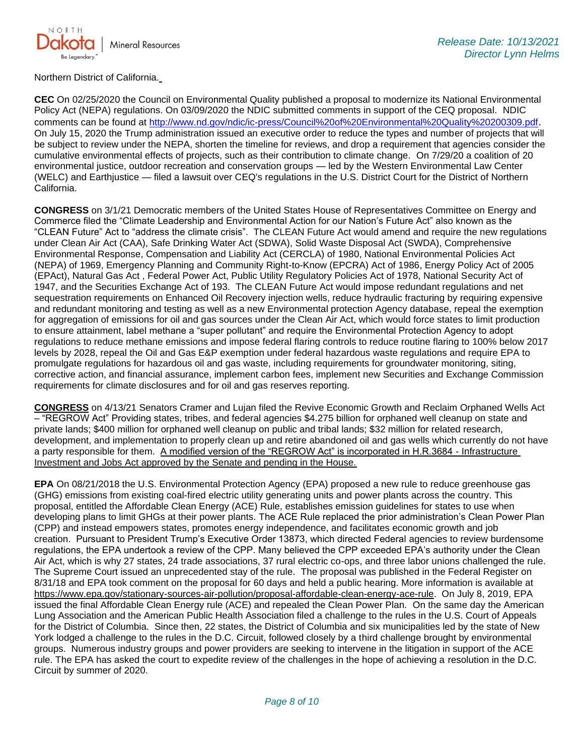Northern District of California.

**CEC** On 02/25/2020 the Council on Environmental Quality published a proposal to modernize its National Environmental Policy Act (NEPA) regulations. On 03/09/2020 the NDIC submitted comments in support of the CEQ proposal. NDIC comments can be found at http://www.nd.gov/ndic/ic-press/Council%20of%20Environmental%20Quality%20200309.pdf. On July 15, 2020 the Trump administration issued an executive order to reduce the types and number of projects that will be subject to review under the NEPA, shorten the timeline for reviews, and drop a requirement that agencies consider the cumulative environmental effects of projects, such as their contribution to climate change. On 7/29/20 a coalition of 20 environmental justice, outdoor recreation and conservation groups — led by the Western Environmental Law Center (WELC) and Earthjustice — filed a lawsuit over CEQ's regulations in the U.S. District Court for the District of Northern California.

**CONGRESS** on 3/1/21 Democratic members of the United States House of Representatives Committee on Energy and Commerce filed the "Climate Leadership and Environmental Action for our Nation's Future Act" also known as the "CLEAN Future" Act to "address the climate crisis". The CLEAN Future Act would amend and require the new regulations under Clean Air Act (CAA), Safe Drinking Water Act (SDWA), Solid Waste Disposal Act (SWDA), Comprehensive Environmental Response, Compensation and Liability Act (CERCLA) of 1980, National Environmental Policies Act (NEPA) of 1969, Emergency Planning and Community Right-to-Know (EPCRA) Act of 1986, Energy Policy Act of 2005 (EPAct), Natural Gas Act , Federal Power Act, Public Utility Regulatory Policies Act of 1978, National Security Act of 1947, and the Securities Exchange Act of 193. The CLEAN Future Act would impose redundant regulations and net sequestration requirements on Enhanced Oil Recovery injection wells, reduce hydraulic fracturing by requiring expensive and redundant monitoring and testing as well as a new Environmental protection Agency database, repeal the exemption for aggregation of emissions for oil and gas sources under the Clean Air Act, which would force states to limit production to ensure attainment, label methane a "super pollutant" and require the Environmental Protection Agency to adopt regulations to reduce methane emissions and impose federal flaring controls to reduce routine flaring to 100% below 2017 levels by 2028, repeal the Oil and Gas E&P exemption under federal hazardous waste regulations and require EPA to promulgate regulations for hazardous oil and gas waste, including requirements for groundwater monitoring, siting, corrective action, and financial assurance, implement carbon fees, implement new Securities and Exchange Commission requirements for climate disclosures and for oil and gas reserves reporting.

**CONGRESS** on 4/13/21 Senators Cramer and Lujan filed the Revive Economic Growth and Reclaim Orphaned Wells Act – "REGROW Act" Providing states, tribes, and federal agencies $4.275 billion for orphaned well cleanup on state and private lands; $400 million for orphaned well cleanup on public and tribal lands; $32 million for related research, development, and implementation to properly clean up and retire abandoned oil and gas wells which currently do not have a party responsible for them. A modified version of the "REGROW Act" is incorporated in H.R.3684 - Infrastructure Investment and Jobs Act approved by the Senate and pending in the House.

**EPA** On 08/21/2018 the U.S. Environmental Protection Agency (EPA) proposed a new rule to reduce greenhouse gas (GHG) emissions from existing coal-fired electric utility generating units and power plants across the country. This proposal, entitled the Affordable Clean Energy (ACE) Rule, establishes emission guidelines for states to use when developing plans to limit GHGs at their power plants. The ACE Rule replaced the prior administration's Clean Power Plan (CPP) and instead empowers states, promotes energy independence, and facilitates economic growth and job creation. Pursuant to President Trump's Executive Order 13873, which directed Federal agencies to review burdensome regulations, the EPA undertook a review of the CPP. Many believed the CPP exceeded EPA's authority under the Clean Air Act, which is why 27 states, 24 trade associations, 37 rural electric co-ops, and three labor unions challenged the rule. The Supreme Court issued an unprecedented stay of the rule. The proposal was published in the Federal Register on 8/31/18 and EPA took comment on the proposal for 60 days and held a public hearing. More information is available at https://www.epa.gov/stationary-sources-air-pollution/proposal-affordable-clean-energy-ace-rule. On July 8, 2019, EPA issued the final Affordable Clean Energy rule (ACE) and repealed the Clean Power Plan. On the same day the American Lung Association and the American Public Health Association filed a challenge to the rules in the U.S. Court of Appeals for the District of Columbia. Since then, 22 states, the District of Columbia and six municipalities led by the state of New York lodged a challenge to the rules in the D.C. Circuit, followed closely by a third challenge brought by environmental groups. Numerous industry groups and power providers are seeking to intervene in the litigation in support of the ACE rule. The EPA has asked the court to expedite review of the challenges in the hope of achieving a resolution in the D.C. Circuit by summer of 2020.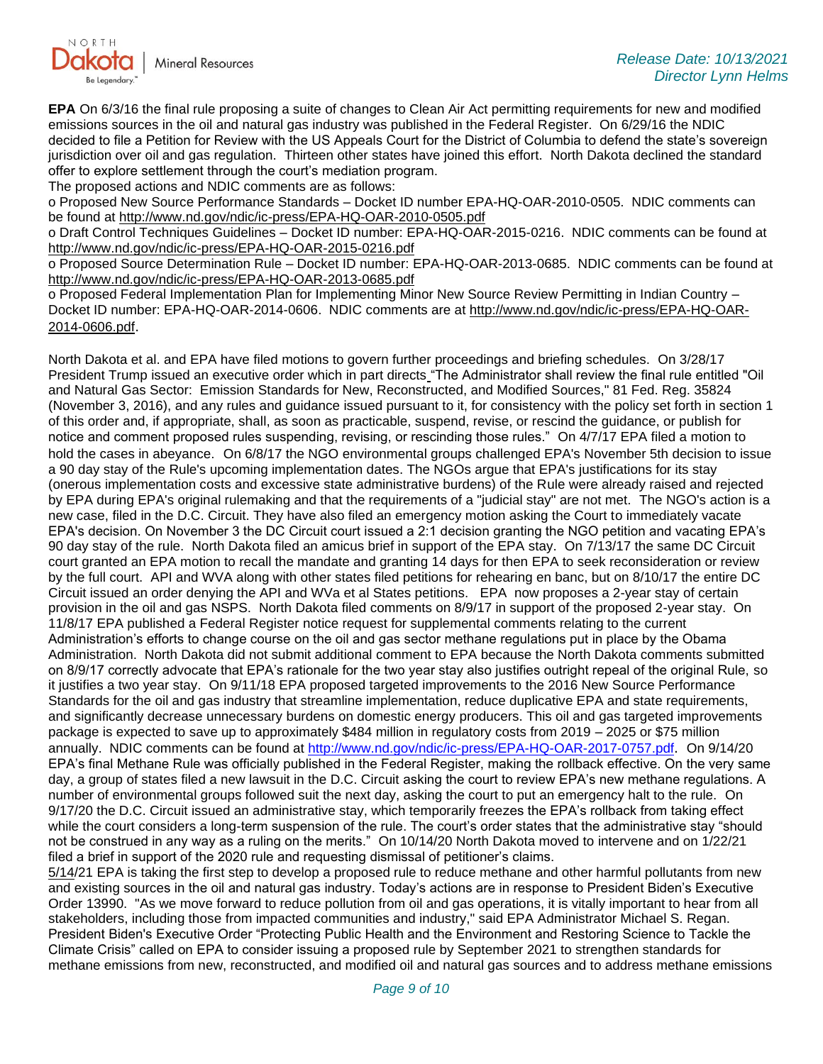**EPA** On 6/3/16 the final rule proposing a suite of changes to Clean Air Act permitting requirements for new and modified emissions sources in the oil and natural gas industry was published in the Federal Register. On 6/29/16 the NDIC decided to file a Petition for Review with the US Appeals Court for the District of Columbia to defend the state's sovereign jurisdiction over oil and gas regulation. Thirteen other states have joined this effort. North Dakota declined the standard offer to explore settlement through the court's mediation program.

The proposed actions and NDIC comments are as follows:

o Proposed New Source Performance Standards – Docket ID number EPA-HQ-OAR-2010-0505. NDIC comments can be found at http://www.nd.gov/ndic/ic-press/EPA-HQ-OAR-2010-0505.pdf

o Draft Control Techniques Guidelines – Docket ID number: EPA-HQ-OAR-2015-0216. NDIC comments can be found at http://www.nd.gov/ndic/ic-press/EPA-HQ-OAR-2015-0216.pdf

o Proposed Source Determination Rule – Docket ID number: EPA-HQ-OAR-2013-0685. NDIC comments can be found at http://www.nd.gov/ndic/ic-press/EPA-HQ-OAR-2013-0685.pdf

o Proposed Federal Implementation Plan for Implementing Minor New Source Review Permitting in Indian Country – Docket ID number: EPA-HQ-OAR-2014-0606. NDIC comments are at http://www.nd.gov/ndic/ic-press/EPA-HQ-OAR-2014-0606.pdf.

North Dakota et al. and EPA have filed motions to govern further proceedings and briefing schedules. On 3/28/17 President Trump issued an executive order which in part directs "The Administrator shall review the final rule entitled "Oil and Natural Gas Sector: Emission Standards for New, Reconstructed, and Modified Sources," 81 Fed. Reg. 35824 (November 3, 2016), and any rules and guidance issued pursuant to it, for consistency with the policy set forth in section 1 of this order and, if appropriate, shall, as soon as practicable, suspend, revise, or rescind the guidance, or publish for notice and comment proposed rules suspending, revising, or rescinding those rules." On 4/7/17 EPA filed a motion to hold the cases in abeyance. On 6/8/17 the NGO environmental groups challenged EPA's November 5th decision to issue a 90 day stay of the Rule's upcoming implementation dates. The NGOs argue that EPA's justifications for its stay (onerous implementation costs and excessive state administrative burdens) of the Rule were already raised and rejected by EPA during EPA's original rulemaking and that the requirements of a "judicial stay" are not met. The NGO's action is a new case, filed in the D.C. Circuit. They have also filed an emergency motion asking the Court to immediately vacate EPA's decision. On November 3 the DC Circuit court issued a 2:1 decision granting the NGO petition and vacating EPA's 90 day stay of the rule. North Dakota filed an amicus brief in support of the EPA stay. On 7/13/17 the same DC Circuit court granted an EPA motion to recall the mandate and granting 14 days for then EPA to seek reconsideration or review by the full court. API and WVA along with other states filed petitions for rehearing en banc, but on 8/10/17 the entire DC Circuit issued an order denying the API and WVa et al States petitions. EPA now proposes a 2-year stay of certain provision in the oil and gas NSPS. North Dakota filed comments on 8/9/17 in support of the proposed 2-year stay. On 11/8/17 EPA published a Federal Register notice request for supplemental comments relating to the current Administration's efforts to change course on the oil and gas sector methane regulations put in place by the Obama Administration. North Dakota did not submit additional comment to EPA because the North Dakota comments submitted on 8/9/17 correctly advocate that EPA's rationale for the two year stay also justifies outright repeal of the original Rule, so it justifies a two year stay. On 9/11/18 EPA proposed targeted improvements to the 2016 New Source Performance Standards for the oil and gas industry that streamline implementation, reduce duplicative EPA and state requirements, and significantly decrease unnecessary burdens on domestic energy producers. This oil and gas targeted improvements package is expected to save up to approximately $484 million in regulatory costs from 2019 – 2025 or $75 million annually. NDIC comments can be found at http://www.nd.gov/ndic/ic-press/EPA-HQ-OAR-2017-0757.pdf. On 9/14/20 EPA's final Methane Rule was officially published in the Federal Register, making the rollback effective. On the very same day, a group of states filed a new lawsuit in the D.C. Circuit asking the court to review EPA's new methane regulations. A number of environmental groups followed suit the next day, asking the court to put an emergency halt to the rule. On 9/17/20 the D.C. Circuit issued an administrative stay, which temporarily freezes the EPA's rollback from taking effect while the court considers a long-term suspension of the rule. The court's order states that the administrative stay "should not be construed in any way as a ruling on the merits." On 10/14/20 North Dakota moved to intervene and on 1/22/21 filed a brief in support of the 2020 rule and requesting dismissal of petitioner's claims.

5/14/21 EPA is taking the first step to develop a proposed rule to reduce methane and other harmful pollutants from new and existing sources in the oil and natural gas industry. Today's actions are in response to President Biden's Executive Order 13990. "As we move forward to reduce pollution from oil and gas operations, it is vitally important to hear from all stakeholders, including those from impacted communities and industry," said EPA Administrator Michael S. Regan. President Biden's Executive Order "Protecting Public Health and the Environment and Restoring Science to Tackle the Climate Crisis" called on EPA to consider issuing a proposed rule by September 2021 to strengthen standards for methane emissions from new, reconstructed, and modified oil and natural gas sources and to address methane emissions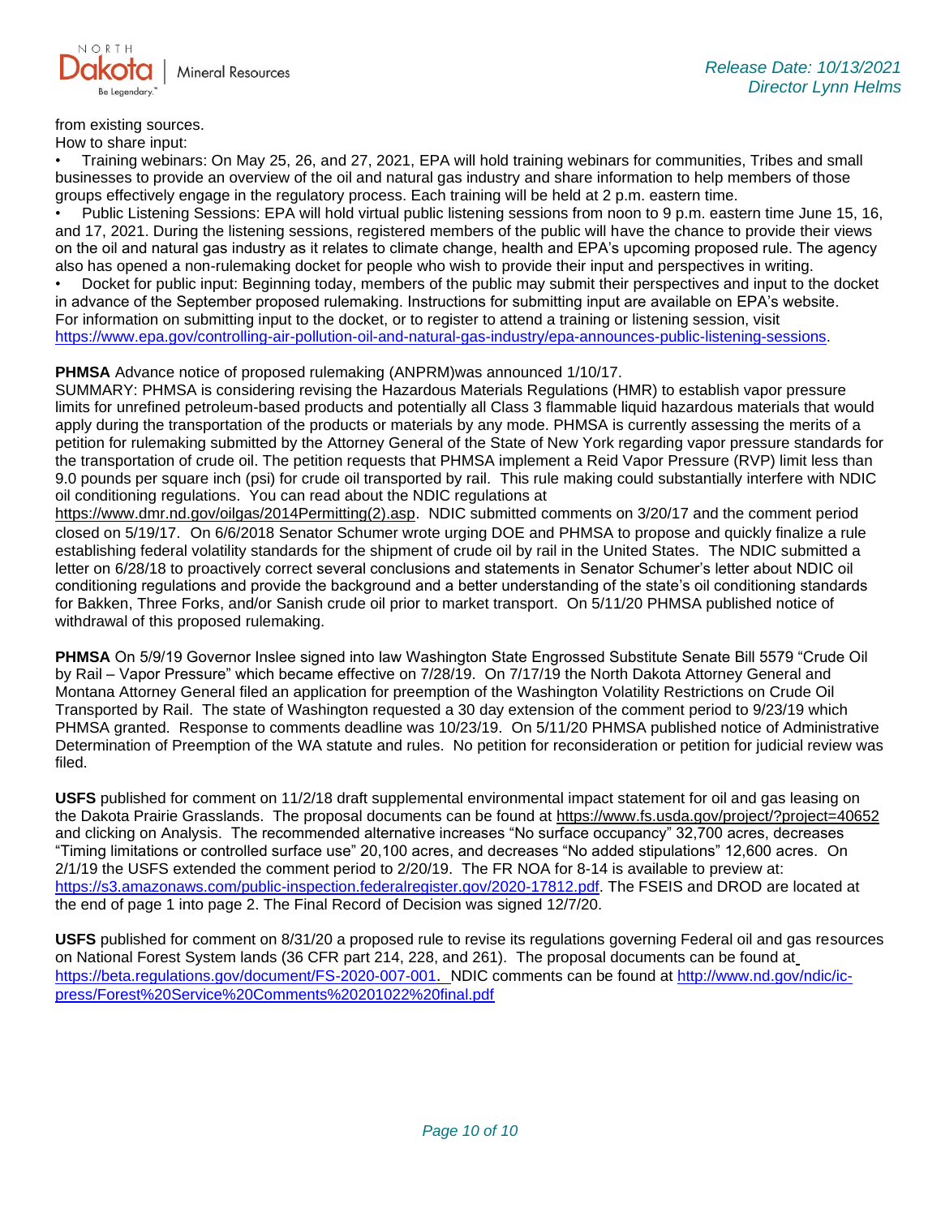from existing sources.

How to share input:

- Training webinars: On May 25, 26, and 27, 2021, EPA will hold training webinars for communities, Tribes and small businesses to provide an overview of the oil and natural gas industry and share information to help members of those groups effectively engage in the regulatory process. Each training will be held at 2 p.m. eastern time.
- Public Listening Sessions: EPA will hold virtual public listening sessions from noon to 9 p.m. eastern time June 15, 16, and 17, 2021. During the listening sessions, registered members of the public will have the chance to provide their views on the oil and natural gas industry as it relates to climate change, health and EPA's upcoming proposed rule. The agency also has opened a non-rulemaking docket for people who wish to provide their input and perspectives in writing.
- Docket for public input: Beginning today, members of the public may submit their perspectives and input to the docket in advance of the September proposed rulemaking. Instructions for submitting input are available on EPA's website.

For information on submitting input to the docket, or to register to attend a training or listening session, visit https://www.epa.gov/controlling-air-pollution-oil-and-natural-gas-industry/epa-announces-public-listening-sessions.

**PHMSA** Advance notice of proposed rulemaking (ANPRM)was announced 1/10/17.
SUMMARY: PHMSA is considering revising the Hazardous Materials Regulations (HMR) to establish vapor pressure limits for unrefined petroleum-based products and potentially all Class 3 flammable liquid hazardous materials that would apply during the transportation of the products or materials by any mode. PHMSA is currently assessing the merits of a petition for rulemaking submitted by the Attorney General of the State of New York regarding vapor pressure standards for the transportation of crude oil. The petition requests that PHMSA implement a Reid Vapor Pressure (RVP) limit less than 9.0 pounds per square inch (psi) for crude oil transported by rail. This rule making could substantially interfere with NDIC oil conditioning regulations. You can read about the NDIC regulations at https://www.dmr.nd.gov/oilgas/2014Permitting(2).asp. NDIC submitted comments on 3/20/17 and the comment period closed on 5/19/17. On 6/6/2018 Senator Schumer wrote urging DOE and PHMSA to propose and quickly finalize a rule establishing federal volatility standards for the shipment of crude oil by rail in the United States. The NDIC submitted a letter on 6/28/18 to proactively correct several conclusions and statements in Senator Schumer's letter about NDIC oil conditioning regulations and provide the background and a better understanding of the state's oil conditioning standards for Bakken, Three Forks, and/or Sanish crude oil prior to market transport. On 5/11/20 PHMSA published notice of withdrawal of this proposed rulemaking.

**PHMSA** On 5/9/19 Governor Inslee signed into law Washington State Engrossed Substitute Senate Bill 5579 "Crude Oil by Rail – Vapor Pressure" which became effective on 7/28/19. On 7/17/19 the North Dakota Attorney General and Montana Attorney General filed an application for preemption of the Washington Volatility Restrictions on Crude Oil Transported by Rail. The state of Washington requested a 30 day extension of the comment period to 9/23/19 which PHMSA granted. Response to comments deadline was 10/23/19. On 5/11/20 PHMSA published notice of Administrative Determination of Preemption of the WA statute and rules. No petition for reconsideration or petition for judicial review was filed.

**USFS** published for comment on 11/2/18 draft supplemental environmental impact statement for oil and gas leasing on the Dakota Prairie Grasslands. The proposal documents can be found at https://www.fs.usda.gov/project/?project=40652 and clicking on Analysis. The recommended alternative increases "No surface occupancy" 32,700 acres, decreases "Timing limitations or controlled surface use" 20,100 acres, and decreases "No added stipulations" 12,600 acres. On 2/1/19 the USFS extended the comment period to 2/20/19. The FR NOA for 8-14 is available to preview at: https://s3.amazonaws.com/public-inspection.federalregister.gov/2020-17812.pdf. The FSEIS and DROD are located at the end of page 1 into page 2. The Final Record of Decision was signed 12/7/20.

**USFS** published for comment on 8/31/20 a proposed rule to revise its regulations governing Federal oil and gas resources on National Forest System lands (36 CFR part 214, 228, and 261). The proposal documents can be found at https://beta.regulations.gov/document/FS-2020-007-001. NDIC comments can be found at http://www.nd.gov/ndic/ic-press/Forest%20Service%20Comments%20201022%20final.pdf